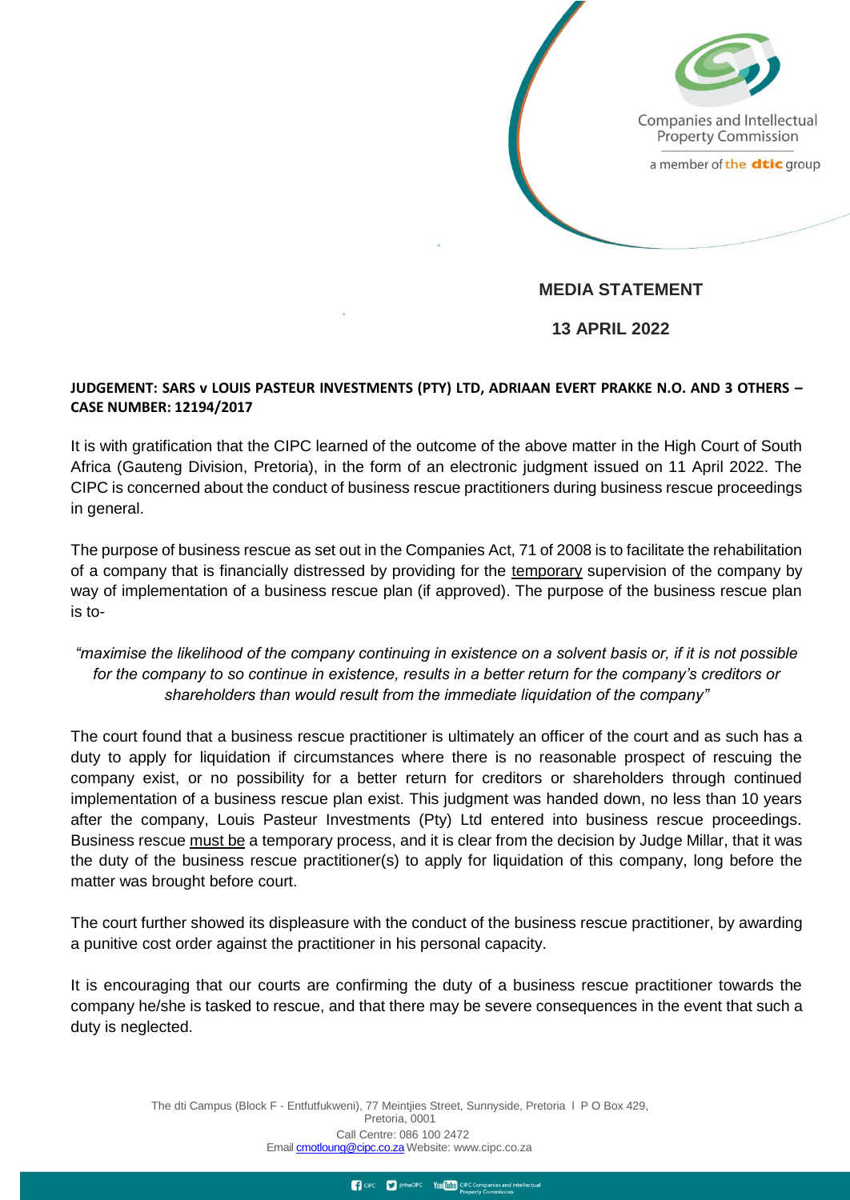Companies and Intellectual Property Commission

a member of the dtic group

# MEDIA STATEMENT

## 13 APRIL 2022

**JUDGEMENT: SARS v LOUIS PASTEUR INVESTMENTS (PTY) LTD, ADRIAAN EVERT PRAKKE N.O. AND 3 OTHERS – CASE NUMBER: 12194/2017**

It is with gratification that the CIPC learned of the outcome of the above matter in the High Court of South Africa (Gauteng Division, Pretoria), in the form of an electronic judgment issued on 11 April 2022. The CIPC is concerned about the conduct of business rescue practitioners during business rescue proceedings in general.

The purpose of business rescue as set out in the Companies Act, 71 of 2008 is to facilitate the rehabilitation of a company that is financially distressed by providing for the temporary supervision of the company by way of implementation of a business rescue plan (if approved). The purpose of the business rescue plan is to-

*"maximise the likelihood of the company continuing in existence on a solvent basis or, if it is not possible for the company to so continue in existence, results in a better return for the company's creditors or shareholders than would result from the immediate liquidation of the company"*

The court found that a business rescue practitioner is ultimately an officer of the court and as such has a duty to apply for liquidation if circumstances where there is no reasonable prospect of rescuing the company exist, or no possibility for a better return for creditors or shareholders through continued implementation of a business rescue plan exist. This judgment was handed down, no less than 10 years after the company, Louis Pasteur Investments (Pty) Ltd entered into business rescue proceedings. Business rescue must be a temporary process, and it is clear from the decision by Judge Millar, that it was the duty of the business rescue practitioner(s) to apply for liquidation of this company, long before the matter was brought before court.

The court further showed its displeasure with the conduct of the business rescue practitioner, by awarding a punitive cost order against the practitioner in his personal capacity.

It is encouraging that our courts are confirming the duty of a business rescue practitioner towards the company he/she is tasked to rescue, and that there may be severe consequences in the event that such a duty is neglected.

The dti Campus (Block F - Entfutfukweni), 77 Meintjies Street, Sunnyside, Pretoria I P O Box 429, Pretoria, 0001
Call Centre: 086 100 2472
Email cmotloung@cipc.co.za Website: www.cipc.co.za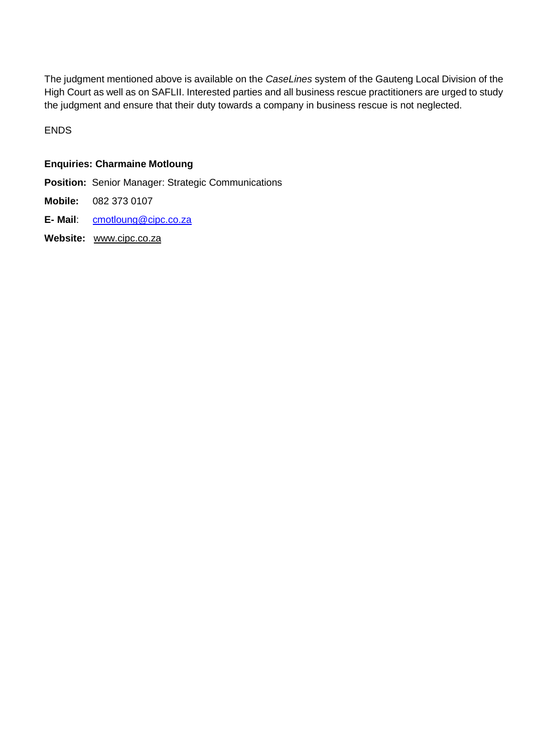The judgment mentioned above is available on the *CaseLines* system of the Gauteng Local Division of the High Court as well as on SAFLII. Interested parties and all business rescue practitioners are urged to study the judgment and ensure that their duty towards a company in business rescue is not neglected.

ENDS

**Enquiries: Charmaine Motloung**

**Position:** Senior Manager: Strategic Communications

**Mobile:** 082 373 0107

**E- Mail**: cmotloung@cipc.co.za

**Website:** www.cipc.co.za